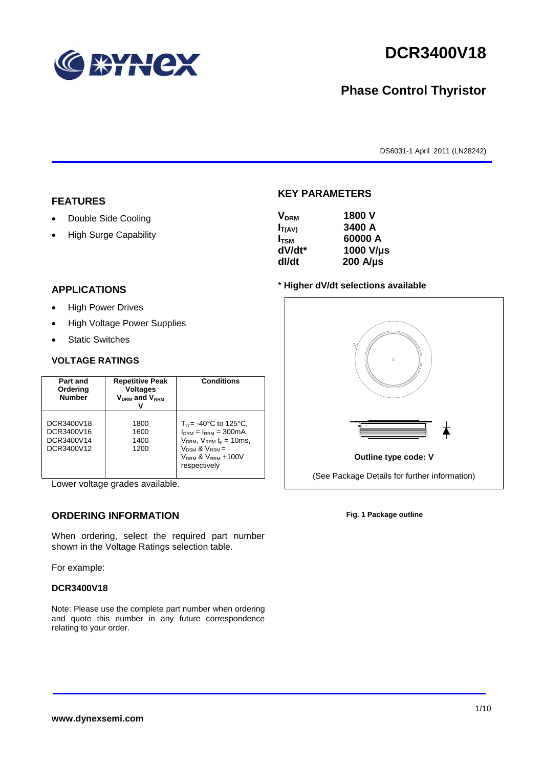# DCR3400V18

## Phase Control Thyristor

DS6031-1 April 2011 (LN28242)

## FEATURES

- Double Side Cooling
- High Surge Capability

## APPLICATIONS

- High Power Drives
- High Voltage Power Supplies
- Static Switches

## KEY PARAMETERS

| | |
|---|---|
| $V_{DRM}$ | 1800 V |
| $I_{T(AV)}$ | 3400 A |
| $I_{TSM}$ | 60000 A |
| dV/dt* | 1000 V/µs |
| dI/dt | 200 A/µs |

\* **Higher dV/dt selections available**

Outline type code: V

(See Package Details for further information)

**Fig. 1 Package outline**

## VOLTAGE RATINGS

| Part and Ordering Number | Repetitive Peak Voltages $V_{DRM}$ and $V_{RRM}$ V | Conditions |
|---|---|---|
| DCR3400V18<br>DCR3400V16<br>DCR3400V14<br>DCR3400V12 | 1800<br>1600<br>1400<br>1200 | $T_{vj}$ = -40°C to 125°C, $I_{DRM}$ = $I_{RRM}$ = 300mA, $V_{DRM}$, $V_{RRM}$ $t_p$ = 10ms, $V_{DSM}$ & $V_{RSM}$ = $V_{DRM}$ & $V_{RRM}$ +100V respectively |

Lower voltage grades available.

## ORDERING INFORMATION

When ordering, select the required part number shown in the Voltage Ratings selection table.

For example:

**DCR3400V18**

Note: Please use the complete part number when ordering and quote this number in any future correspondence relating to your order.

**www.dynexsemi.com**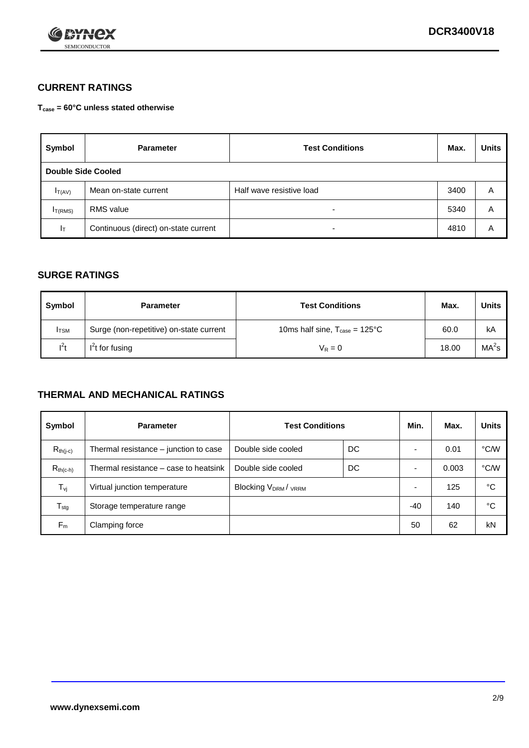## CURRENT RATINGS

**$T_{case}$ = 60°C unless stated otherwise**

| Symbol | Parameter | Test Conditions | Max. | Units |
|---|---|---|---|---|
| **Double Side Cooled** | | | | |
| $I_{T(AV)}$ | Mean on-state current | Half wave resistive load | 3400 | A |
| $I_{T(RMS)}$ | RMS value | - | 5340 | A |
| $I_T$ | Continuous (direct) on-state current | - | 4810 | A |

## SURGE RATINGS

| Symbol | Parameter | Test Conditions | Max. | Units |
|---|---|---|---|---|
| $I_{TSM}$ | Surge (non-repetitive) on-state current | 10ms half sine, $T_{case}$ = 125°C | 60.0 | kA |
| $I^2t$ | $I^2t$ for fusing | $V_R = 0$ | 18.00 | $MA^2s$ |

## THERMAL AND MECHANICAL RATINGS

| Symbol | Parameter | Test Conditions | | Min. | Max. | Units |
|---|---|---|---|---|---|---|
| $R_{th(j-c)}$ | Thermal resistance – junction to case | Double side cooled | DC | - | 0.01 | °C/W |
| $R_{th(c-h)}$ | Thermal resistance – case to heatsink | Double side cooled | DC | - | 0.003 | °C/W |
| $T_{vj}$ | Virtual junction temperature | Blocking $V_{DRM}$ / $V_{RRM}$ | | - | 125 | °C |
| $T_{stg}$ | Storage temperature range | | | -40 | 140 | °C |
| $F_m$ | Clamping force | | | 50 | 62 | kN |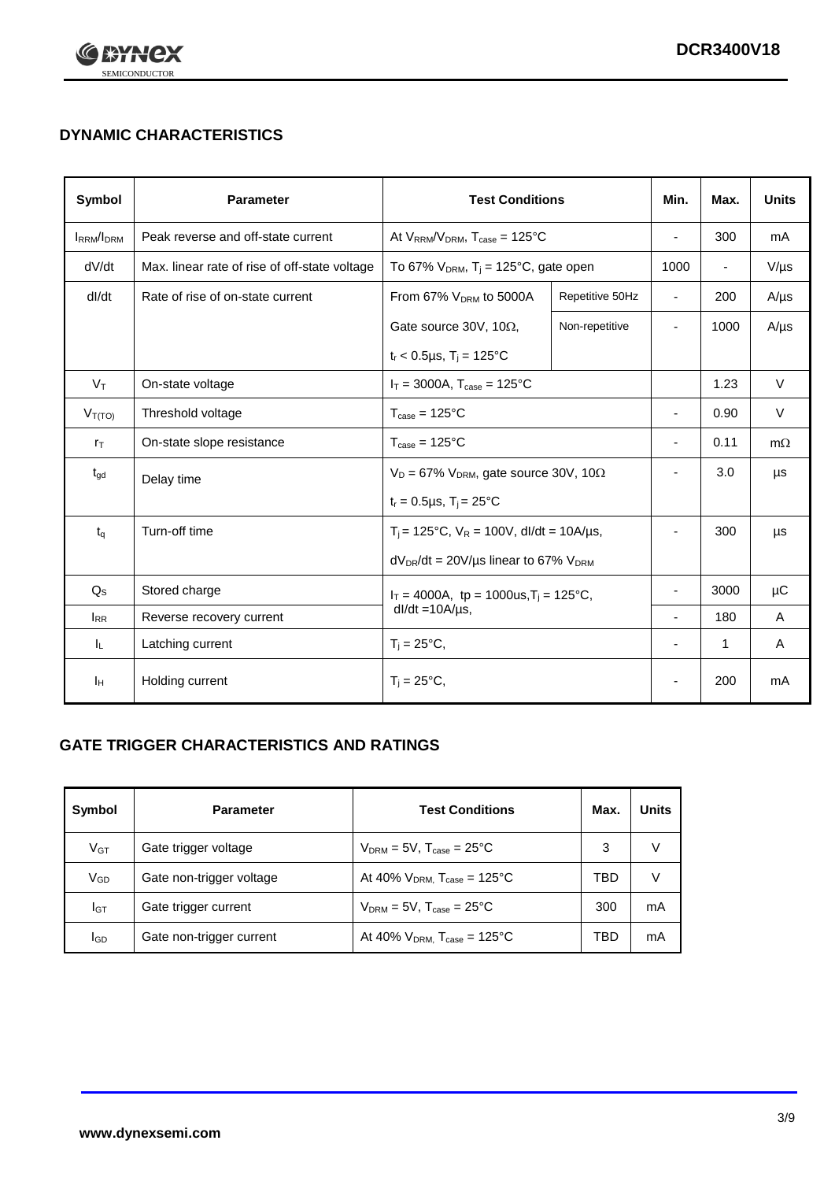## DYNAMIC CHARACTERISTICS

| Symbol | Parameter | Test Conditions | | Min. | Max. | Units |
|---|---|---|---|---|---|---|
| $I_{RRM}/I_{DRM}$ | Peak reverse and off-state current | At $V_{RRM}/V_{DRM}$, $T_{case}$ = 125°C | | - | 300 | mA |
| dV/dt | Max. linear rate of rise of off-state voltage | To 67% $V_{DRM}$, $T_j$ = 125°C, gate open | | 1000 | - | V/µs |
| dI/dt | Rate of rise of on-state current | From 67% $V_{DRM}$ to 5000A | Repetitive 50Hz | - | 200 | A/µs |
| | | Gate source 30V, 10Ω, | Non-repetitive | - | 1000 | A/µs |
| | | $t_r$ < 0.5µs, $T_j$ = 125°C | | | | |
| $V_T$ | On-state voltage | $I_T$ = 3000A, $T_{case}$ = 125°C | | | 1.23 | V |
| $V_{T(TO)}$ | Threshold voltage | $T_{case}$ = 125°C | | - | 0.90 | V |
| $r_T$ | On-state slope resistance | $T_{case}$ = 125°C | | - | 0.11 | mΩ |
| $t_{gd}$ | Delay time | $V_D$ = 67% $V_{DRM}$, gate source 30V, 10Ω<br>$t_r$ = 0.5µs, $T_j$ = 25°C | | - | 3.0 | µs |
| $t_q$ | Turn-off time | $T_j$ = 125°C, $V_R$ = 100V, dI/dt = 10A/µs,<br>$dV_{DR}/dt$ = 20V/µs linear to 67% $V_{DRM}$ | | - | 300 | µs |
| $Q_S$ | Stored charge | $I_T$ = 4000A, tp = 1000us, $T_j$ = 125°C, dI/dt =10A/µs, | | - | 3000 | µC |
| $I_{RR}$ | Reverse recovery current | | | - | 180 | A |
| $I_L$ | Latching current | $T_j$ = 25°C, | | - | 1 | A |
| $I_H$ | Holding current | $T_j$ = 25°C, | | - | 200 | mA |

## GATE TRIGGER CHARACTERISTICS AND RATINGS

| Symbol | Parameter | Test Conditions | Max. | Units |
|---|---|---|---|---|
| $V_{GT}$ | Gate trigger voltage | $V_{DRM}$ = 5V, $T_{case}$ = 25°C | 3 | V |
| $V_{GD}$ | Gate non-trigger voltage | At 40% $V_{DRM,}$ $T_{case}$ = 125°C | TBD | V |
| $I_{GT}$ | Gate trigger current | $V_{DRM}$ = 5V, $T_{case}$ = 25°C | 300 | mA |
| $I_{GD}$ | Gate non-trigger current | At 40% $V_{DRM,}$ $T_{case}$ = 125°C | TBD | mA |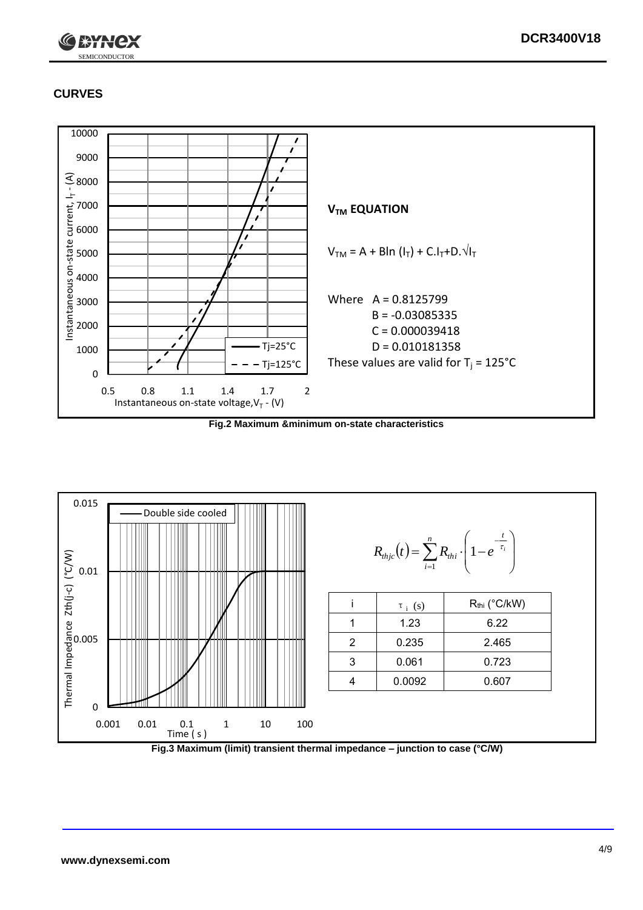## CURVES

### $V_{TM}$ EQUATION

$$V_{TM} = A + B\ln(I_T) + C.I_T + D.\sqrt{I_T}$$

Where A = 0.8125799
B = -0.03085335
C = 0.000039418
D = 0.010181358

These values are valid for $T_j = 125°C$

Fig.2 Maximum &minimum on-state characteristics

$$R_{thjc}(t) = \sum_{i=1}^{n} R_{thi} \cdot \left(1 - e^{-\frac{t}{\tau_i}}\right)$$

| i | $\tau_i$ (s) | $R_{thi}$ (°C/kW) |
|---|---|---|
| 1 | 1.23 | 6.22 |
| 2 | 0.235 | 2.465 |
| 3 | 0.061 | 0.723 |
| 4 | 0.0092 | 0.607 |

Fig.3 Maximum (limit) transient thermal impedance – junction to case (°C/W)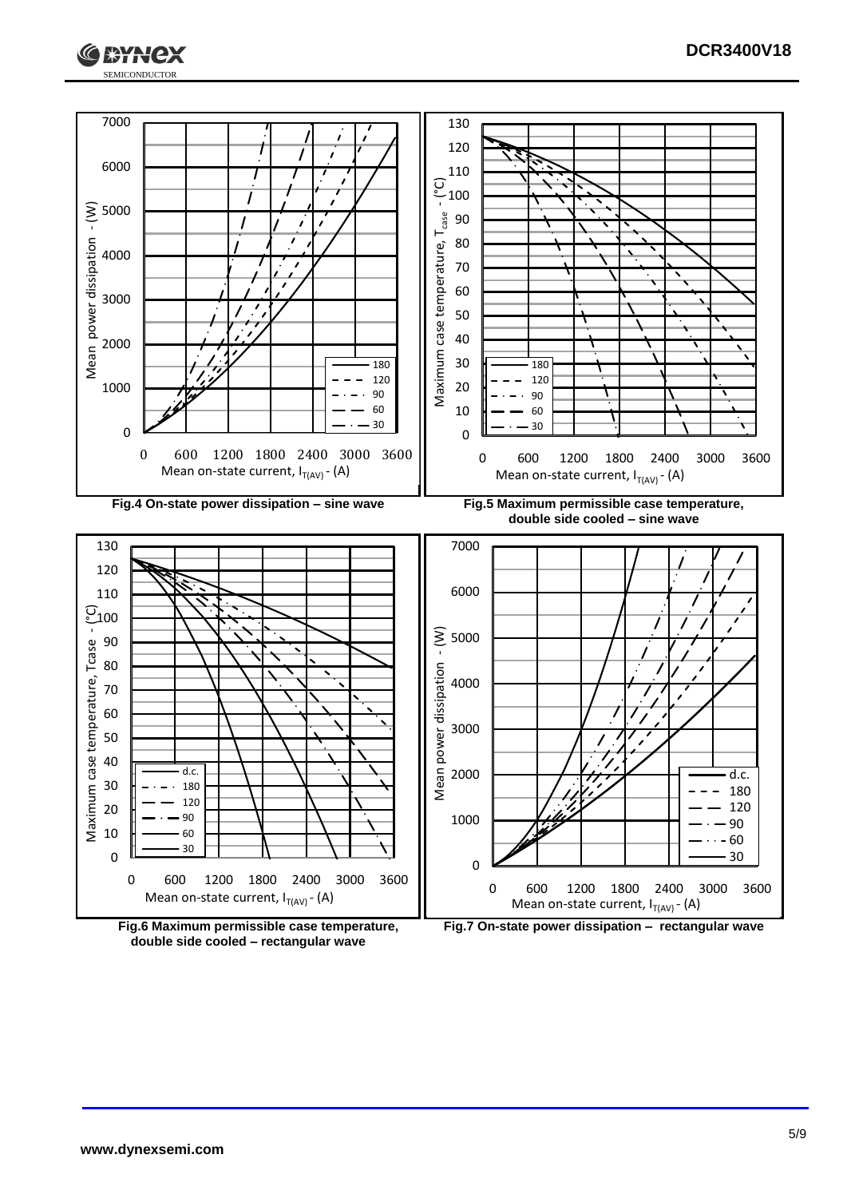Fig.4 On-state power dissipation – sine wave

Fig.5 Maximum permissible case temperature, double side cooled – sine wave

Fig.6 Maximum permissible case temperature, double side cooled – rectangular wave

Fig.7 On-state power dissipation – rectangular wave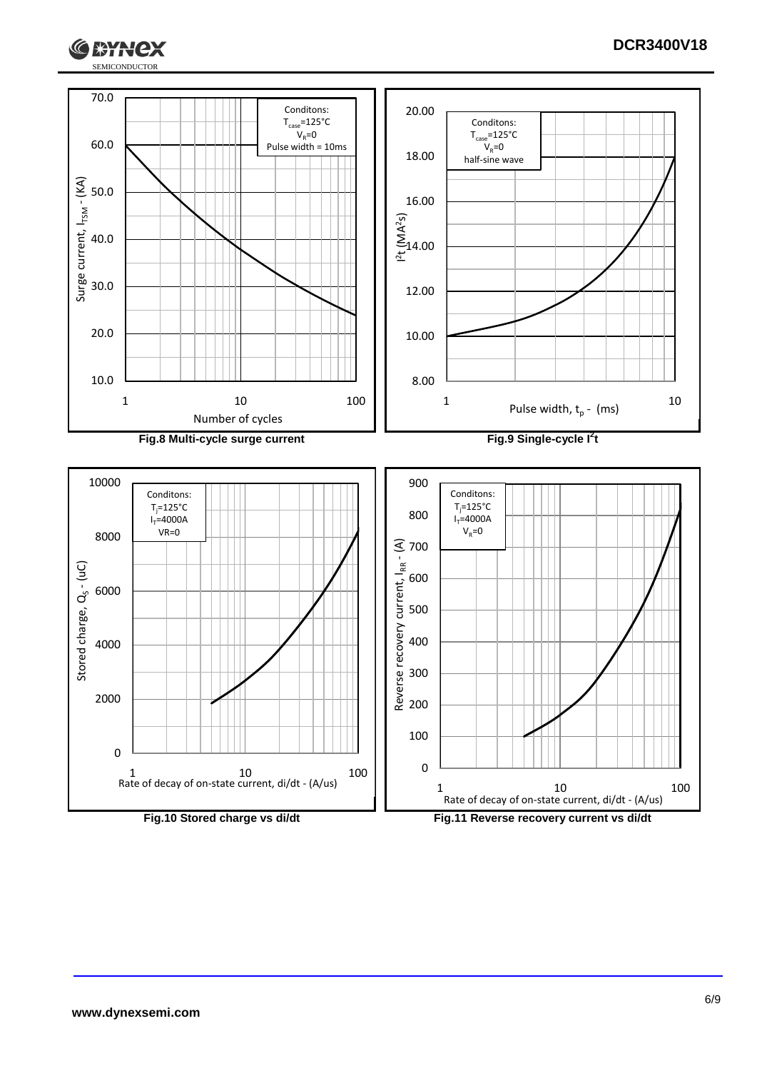Fig.8 Multi-cycle surge current

Fig.9 Single-cycle $I^2t$

Fig.10 Stored charge vs di/dt

Fig.11 Reverse recovery current vs di/dt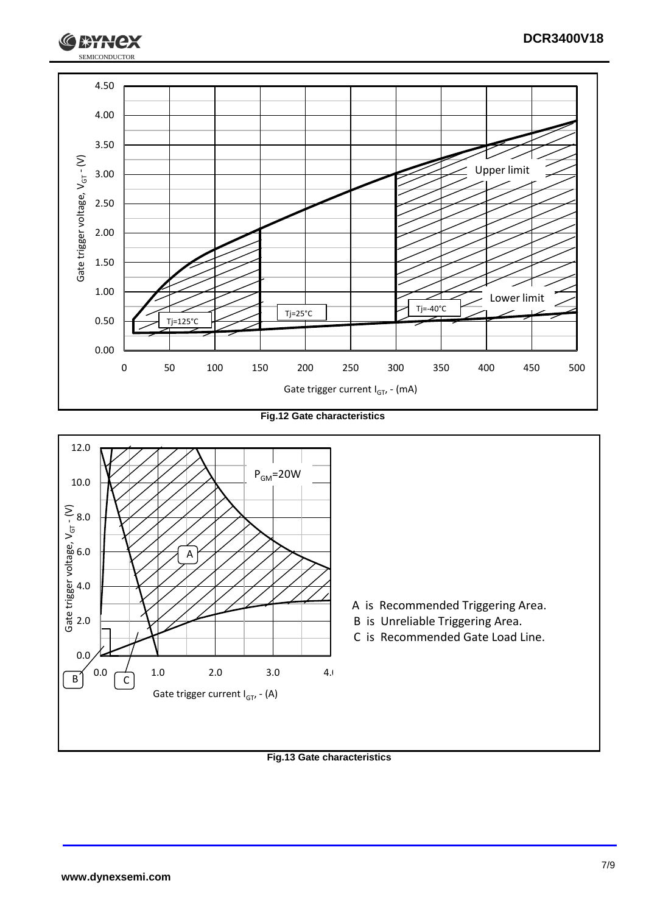Fig.12 Gate characteristics

A is Recommended Triggering Area.

B is Unreliable Triggering Area.

C is Recommended Gate Load Line.

Fig.13 Gate characteristics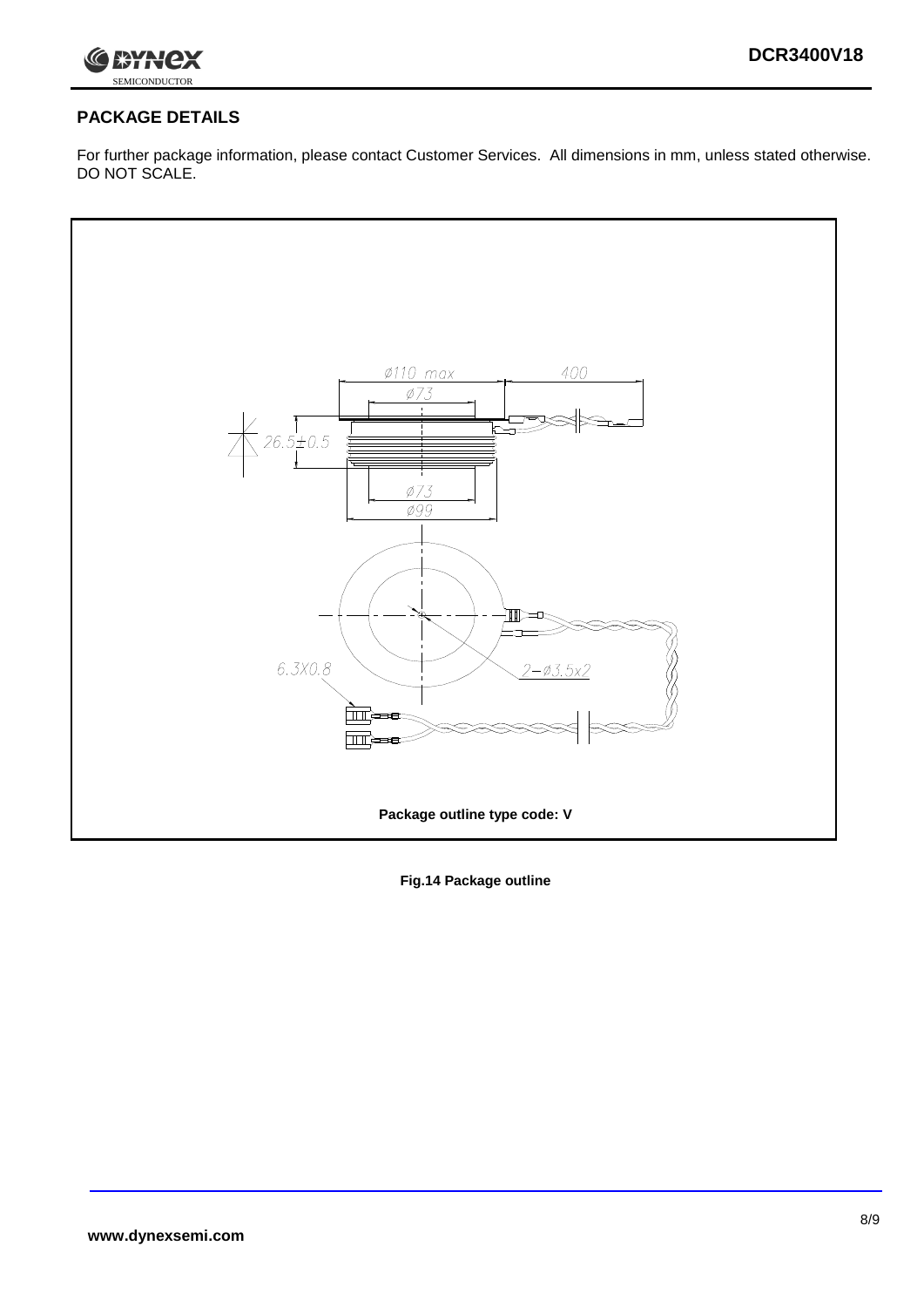## PACKAGE DETAILS

For further package information, please contact Customer Services. All dimensions in mm, unless stated otherwise. DO NOT SCALE.

Package outline type code: V

**Fig.14 Package outline**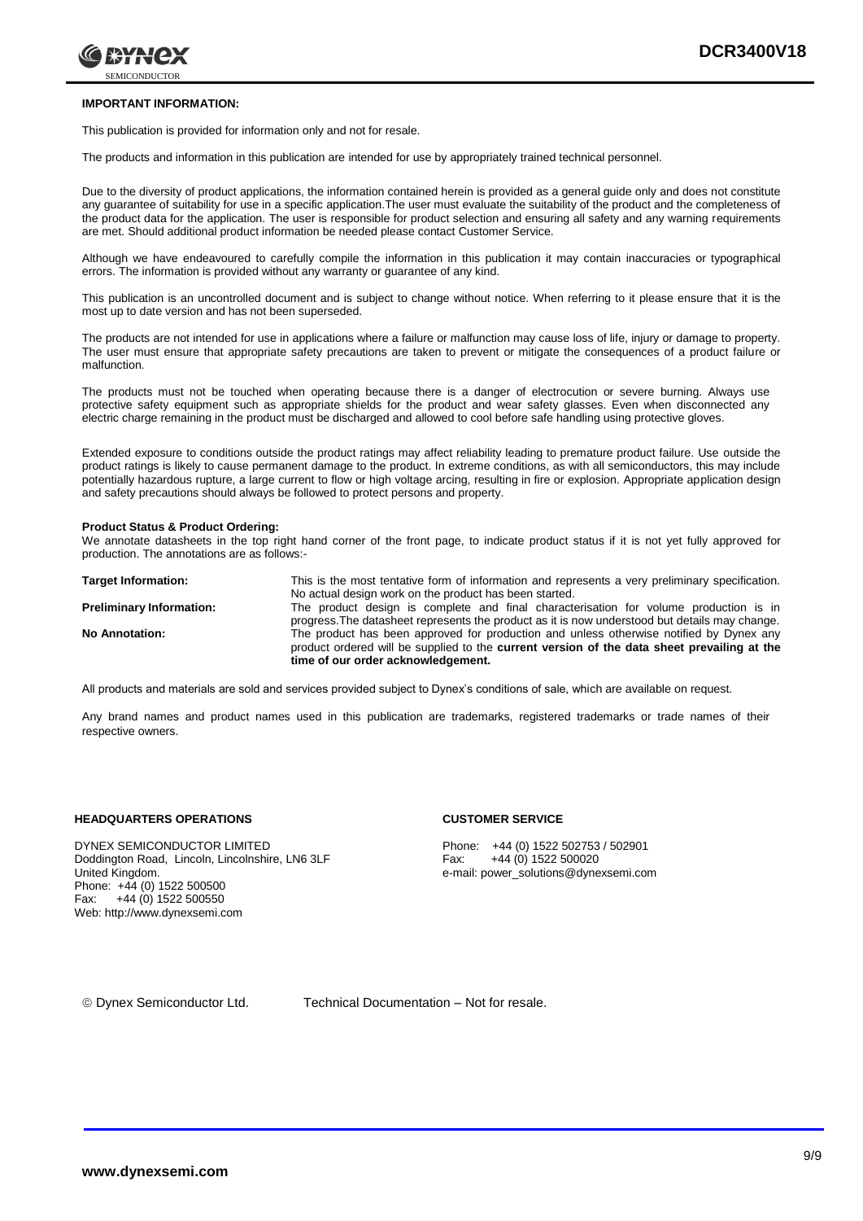**IMPORTANT INFORMATION:**

This publication is provided for information only and not for resale.

The products and information in this publication are intended for use by appropriately trained technical personnel.

Due to the diversity of product applications, the information contained herein is provided as a general guide only and does not constitute any guarantee of suitability for use in a specific application.The user must evaluate the suitability of the product and the completeness of the product data for the application. The user is responsible for product selection and ensuring all safety and any warning requirements are met. Should additional product information be needed please contact Customer Service.

Although we have endeavoured to carefully compile the information in this publication it may contain inaccuracies or typographical errors. The information is provided without any warranty or guarantee of any kind.

This publication is an uncontrolled document and is subject to change without notice. When referring to it please ensure that it is the most up to date version and has not been superseded.

The products are not intended for use in applications where a failure or malfunction may cause loss of life, injury or damage to property. The user must ensure that appropriate safety precautions are taken to prevent or mitigate the consequences of a product failure or malfunction.

The products must not be touched when operating because there is a danger of electrocution or severe burning. Always use protective safety equipment such as appropriate shields for the product and wear safety glasses. Even when disconnected any electric charge remaining in the product must be discharged and allowed to cool before safe handling using protective gloves.

Extended exposure to conditions outside the product ratings may affect reliability leading to premature product failure. Use outside the product ratings is likely to cause permanent damage to the product. In extreme conditions, as with all semiconductors, this may include potentially hazardous rupture, a large current to flow or high voltage arcing, resulting in fire or explosion. Appropriate application design and safety precautions should always be followed to protect persons and property.

**Product Status & Product Ordering:**

We annotate datasheets in the top right hand corner of the front page, to indicate product status if it is not yet fully approved for production. The annotations are as follows:-

| | |
|---|---|
| **Target Information:** | This is the most tentative form of information and represents a very preliminary specification. No actual design work on the product has been started. |
| **Preliminary Information:** | The product design is complete and final characterisation for volume production is in progress.The datasheet represents the product as it is now understood but details may change. |
| **No Annotation:** | The product has been approved for production and unless otherwise notified by Dynex any product ordered will be supplied to the **current version of the data sheet prevailing at the time of our order acknowledgement.** |

All products and materials are sold and services provided subject to Dynex's conditions of sale, which are available on request.

Any brand names and product names used in this publication are trademarks, registered trademarks or trade names of their respective owners.

**HEADQUARTERS OPERATIONS**

DYNEX SEMICONDUCTOR LIMITED
Doddington Road, Lincoln, Lincolnshire, LN6 3LF
United Kingdom.
Phone: +44 (0) 1522 500500
Fax: +44 (0) 1522 500550
Web: http://www.dynexsemi.com

**CUSTOMER SERVICE**

Phone: +44 (0) 1522 502753 / 502901
Fax: +44 (0) 1522 500020
e-mail: power_solutions@dynexsemi.com

© Dynex Semiconductor Ltd. Technical Documentation – Not for resale.